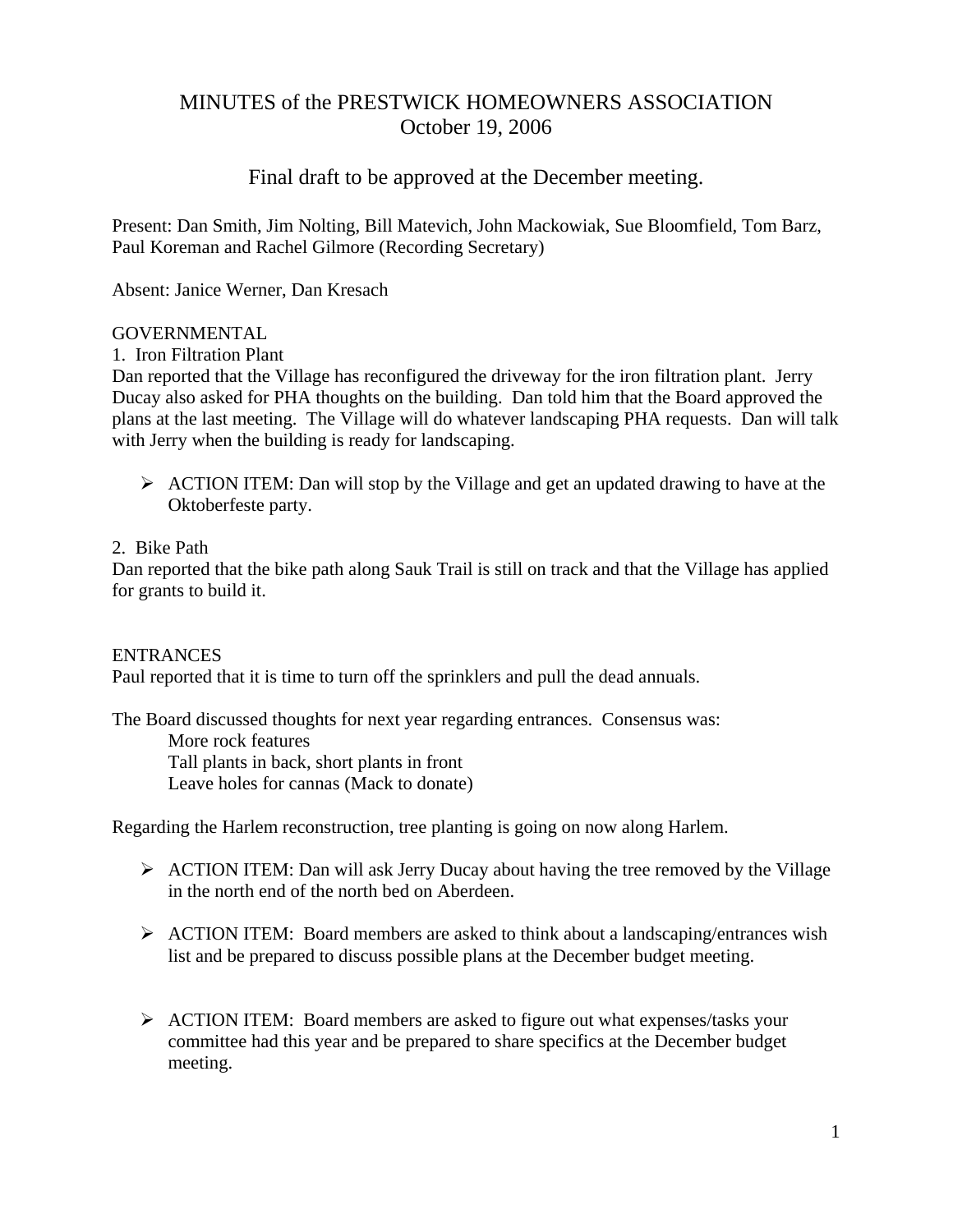# MINUTES of the PRESTWICK HOMEOWNERS ASSOCIATION
## October 19, 2006

### Final draft to be approved at the December meeting.

Present: Dan Smith, Jim Nolting, Bill Matevich, John Mackowiak, Sue Bloomfield, Tom Barz, Paul Koreman and Rachel Gilmore (Recording Secretary)

Absent: Janice Werner, Dan Kresach

GOVERNMENTAL

1. Iron Filtration Plant

Dan reported that the Village has reconfigured the driveway for the iron filtration plant. Jerry Ducay also asked for PHA thoughts on the building. Dan told him that the Board approved the plans at the last meeting. The Village will do whatever landscaping PHA requests. Dan will talk with Jerry when the building is ready for landscaping.

- ACTION ITEM: Dan will stop by the Village and get an updated drawing to have at the Oktoberfeste party.

2. Bike Path

Dan reported that the bike path along Sauk Trail is still on track and that the Village has applied for grants to build it.

ENTRANCES

Paul reported that it is time to turn off the sprinklers and pull the dead annuals.

The Board discussed thoughts for next year regarding entrances. Consensus was:

More rock features
Tall plants in back, short plants in front
Leave holes for cannas (Mack to donate)

Regarding the Harlem reconstruction, tree planting is going on now along Harlem.

- ACTION ITEM: Dan will ask Jerry Ducay about having the tree removed by the Village in the north end of the north bed on Aberdeen.

- ACTION ITEM: Board members are asked to think about a landscaping/entrances wish list and be prepared to discuss possible plans at the December budget meeting.

- ACTION ITEM: Board members are asked to figure out what expenses/tasks your committee had this year and be prepared to share specifics at the December budget meeting.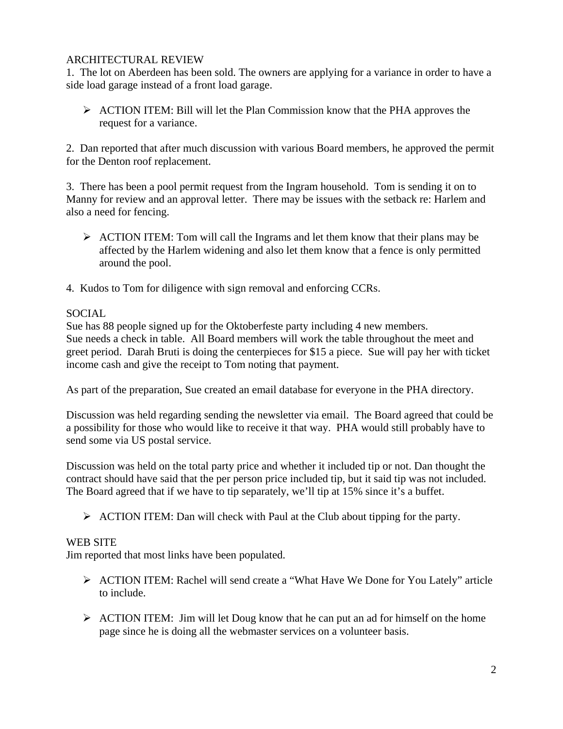## ARCHITECTURAL REVIEW

1. The lot on Aberdeen has been sold. The owners are applying for a variance in order to have a side load garage instead of a front load garage.

- ACTION ITEM: Bill will let the Plan Commission know that the PHA approves the request for a variance.

2. Dan reported that after much discussion with various Board members, he approved the permit for the Denton roof replacement.

3. There has been a pool permit request from the Ingram household. Tom is sending it on to Manny for review and an approval letter. There may be issues with the setback re: Harlem and also a need for fencing.

- ACTION ITEM: Tom will call the Ingrams and let them know that their plans may be affected by the Harlem widening and also let them know that a fence is only permitted around the pool.

4. Kudos to Tom for diligence with sign removal and enforcing CCRs.

## SOCIAL

Sue has 88 people signed up for the Oktoberfeste party including 4 new members.
Sue needs a check in table. All Board members will work the table throughout the meet and greet period. Darah Bruti is doing the centerpieces for $15 a piece. Sue will pay her with ticket income cash and give the receipt to Tom noting that payment.

As part of the preparation, Sue created an email database for everyone in the PHA directory.

Discussion was held regarding sending the newsletter via email. The Board agreed that could be a possibility for those who would like to receive it that way. PHA would still probably have to send some via US postal service.

Discussion was held on the total party price and whether it included tip or not. Dan thought the contract should have said that the per person price included tip, but it said tip was not included. The Board agreed that if we have to tip separately, we'll tip at 15% since it's a buffet.

- ACTION ITEM: Dan will check with Paul at the Club about tipping for the party.

## WEB SITE

Jim reported that most links have been populated.

- ACTION ITEM: Rachel will send create a "What Have We Done for You Lately" article to include.

- ACTION ITEM: Jim will let Doug know that he can put an ad for himself on the home page since he is doing all the webmaster services on a volunteer basis.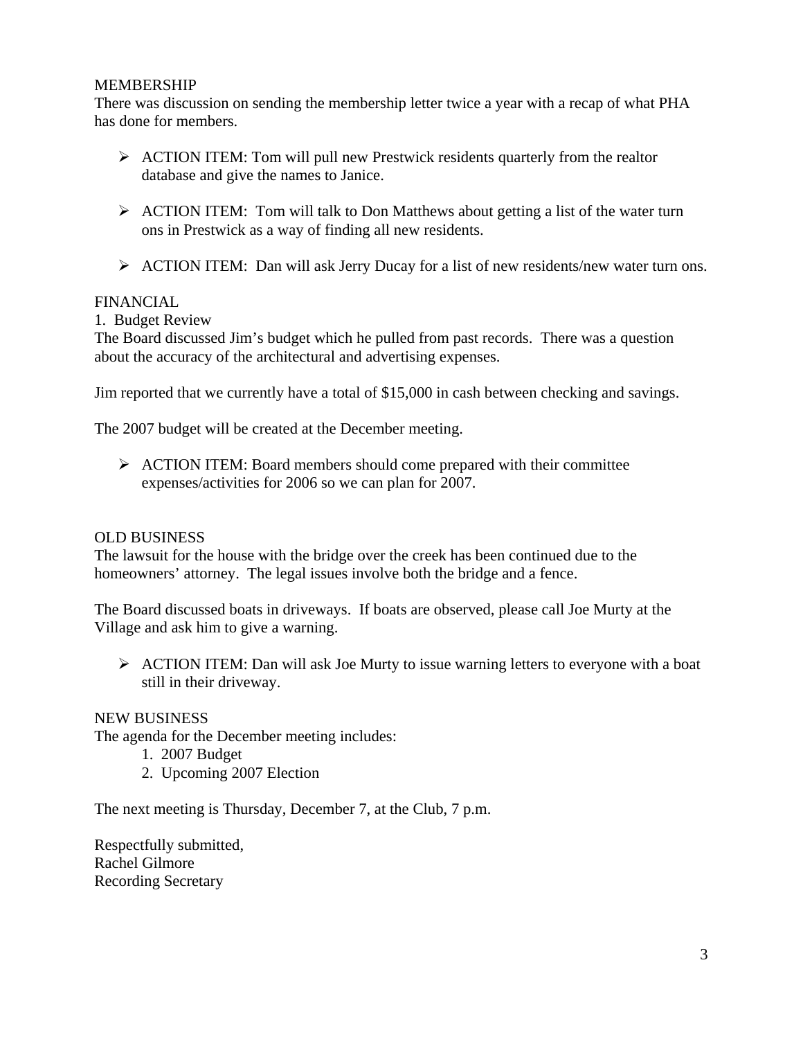MEMBERSHIP

There was discussion on sending the membership letter twice a year with a recap of what PHA has done for members.

- ACTION ITEM: Tom will pull new Prestwick residents quarterly from the realtor database and give the names to Janice.
- ACTION ITEM: Tom will talk to Don Matthews about getting a list of the water turn ons in Prestwick as a way of finding all new residents.
- ACTION ITEM: Dan will ask Jerry Ducay for a list of new residents/new water turn ons.

FINANCIAL

1. Budget Review

The Board discussed Jim's budget which he pulled from past records. There was a question about the accuracy of the architectural and advertising expenses.

Jim reported that we currently have a total of $15,000 in cash between checking and savings.

The 2007 budget will be created at the December meeting.

- ACTION ITEM: Board members should come prepared with their committee expenses/activities for 2006 so we can plan for 2007.

OLD BUSINESS

The lawsuit for the house with the bridge over the creek has been continued due to the homeowners' attorney. The legal issues involve both the bridge and a fence.

The Board discussed boats in driveways. If boats are observed, please call Joe Murty at the Village and ask him to give a warning.

- ACTION ITEM: Dan will ask Joe Murty to issue warning letters to everyone with a boat still in their driveway.

NEW BUSINESS

The agenda for the December meeting includes:

1. 2007 Budget
2. Upcoming 2007 Election

The next meeting is Thursday, December 7, at the Club, 7 p.m.

Respectfully submitted,
Rachel Gilmore
Recording Secretary